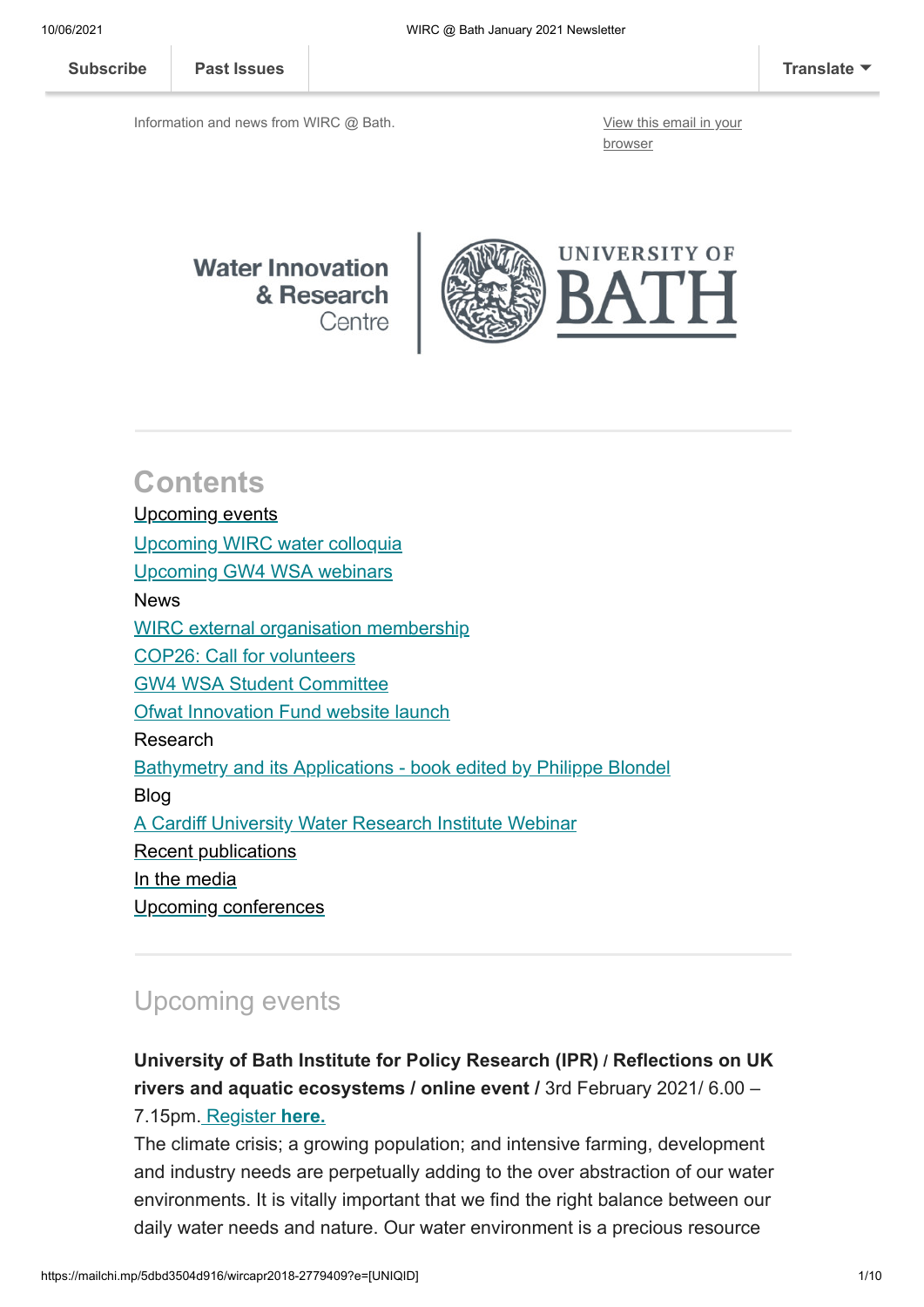Subscribe | Past Issues | Translate

Information and news from WIRC @ Bath.

View this email in your browser

Water Innovation & Research Centre | UNIVERSITY OF BATH

## Contents

Upcoming events

Upcoming WIRC water colloquia

Upcoming GW4 WSA webinars

News

WIRC external organisation membership

COP26: Call for volunteers

GW4 WSA Student Committee

Ofwat Innovation Fund website launch

Research

Bathymetry and its Applications - book edited by Philippe Blondel

Blog

A Cardiff University Water Research Institute Webinar

Recent publications

In the media

Upcoming conferences

## Upcoming events

**University of Bath Institute for Policy Research (IPR) / Reflections on UK rivers and aquatic ecosystems / online event /** 3rd February 2021/ 6.00 – 7.15pm. Register **here.**

The climate crisis; a growing population; and intensive farming, development and industry needs are perpetually adding to the over abstraction of our water environments. It is vitally important that we find the right balance between our daily water needs and nature. Our water environment is a precious resource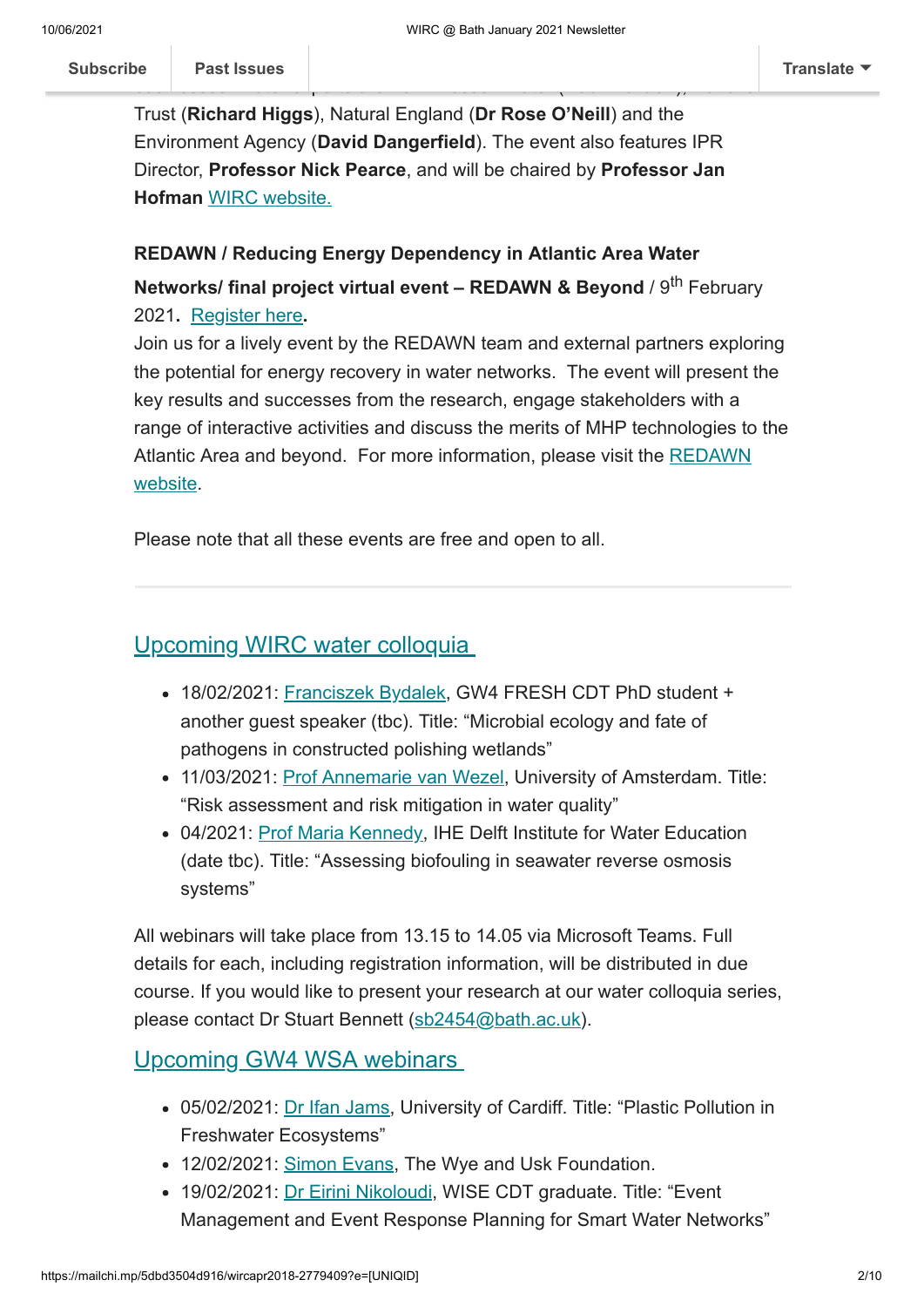Trust (**Richard Higgs**), Natural England (**Dr Rose O'Neill**) and the Environment Agency (**David Dangerfield**). The event also features IPR Director, **Professor Nick Pearce**, and will be chaired by **Professor Jan Hofman** [WIRC website.](#)

**REDAWN / Reducing Energy Dependency in Atlantic Area Water Networks/ final project virtual event – REDAWN & Beyond** / 9th February 2021**.** [Register here](#)**.**
Join us for a lively event by the REDAWN team and external partners exploring the potential for energy recovery in water networks. The event will present the key results and successes from the research, engage stakeholders with a range of interactive activities and discuss the merits of MHP technologies to the Atlantic Area and beyond. For more information, please visit the [REDAWN website](#).

Please note that all these events are free and open to all.

---

## Upcoming WIRC water colloquia

- 18/02/2021: Franciszek Bydalek, GW4 FRESH CDT PhD student + another guest speaker (tbc). Title: "Microbial ecology and fate of pathogens in constructed polishing wetlands"
- 11/03/2021: Prof Annemarie van Wezel, University of Amsterdam. Title: "Risk assessment and risk mitigation in water quality"
- 04/2021: Prof Maria Kennedy, IHE Delft Institute for Water Education (date tbc). Title: "Assessing biofouling in seawater reverse osmosis systems"

All webinars will take place from 13.15 to 14.05 via Microsoft Teams. Full details for each, including registration information, will be distributed in due course. If you would like to present your research at our water colloquia series, please contact Dr Stuart Bennett (sb2454@bath.ac.uk).

## Upcoming GW4 WSA webinars

- 05/02/2021: Dr Ifan Jams, University of Cardiff. Title: "Plastic Pollution in Freshwater Ecosystems"
- 12/02/2021: Simon Evans, The Wye and Usk Foundation.
- 19/02/2021: Dr Eirini Nikoloudi, WISE CDT graduate. Title: "Event Management and Event Response Planning for Smart Water Networks"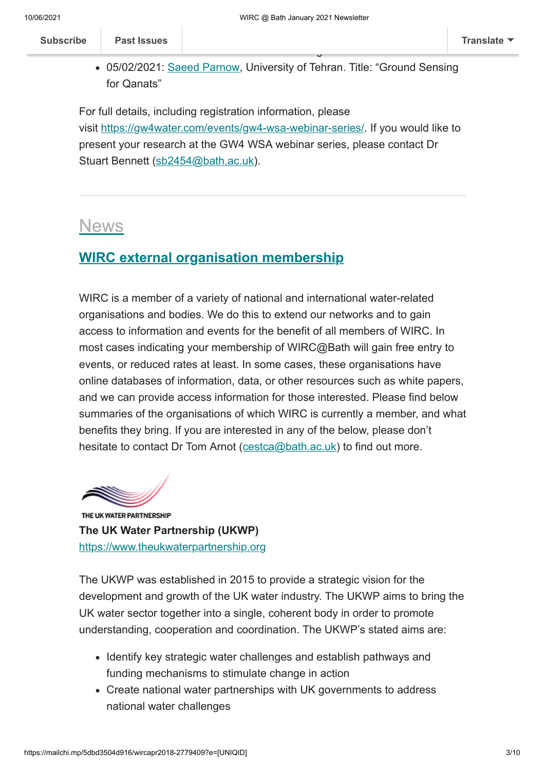- 05/02/2021: Saeed Parnow, University of Tehran. Title: "Ground Sensing for Qanats"

For full details, including registration information, please visit https://gw4water.com/events/gw4-wsa-webinar-series/. If you would like to present your research at the GW4 WSA webinar series, please contact Dr Stuart Bennett (sb2454@bath.ac.uk).

---

# News

## WIRC external organisation membership

WIRC is a member of a variety of national and international water-related organisations and bodies. We do this to extend our networks and to gain access to information and events for the benefit of all members of WIRC. In most cases indicating your membership of WIRC@Bath will gain free entry to events, or reduced rates at least. In some cases, these organisations have online databases of information, data, or other resources such as white papers, and we can provide access information for those interested. Please find below summaries of the organisations of which WIRC is currently a member, and what benefits they bring. If you are interested in any of the below, please don't hesitate to contact Dr Tom Arnot (cestca@bath.ac.uk) to find out more.

THE UK WATER PARTNERSHIP

**The UK Water Partnership (UKWP)**
https://www.theukwaterpartnership.org

The UKWP was established in 2015 to provide a strategic vision for the development and growth of the UK water industry. The UKWP aims to bring the UK water sector together into a single, coherent body in order to promote understanding, cooperation and coordination. The UKWP's stated aims are:

- Identify key strategic water challenges and establish pathways and funding mechanisms to stimulate change in action
- Create national water partnerships with UK governments to address national water challenges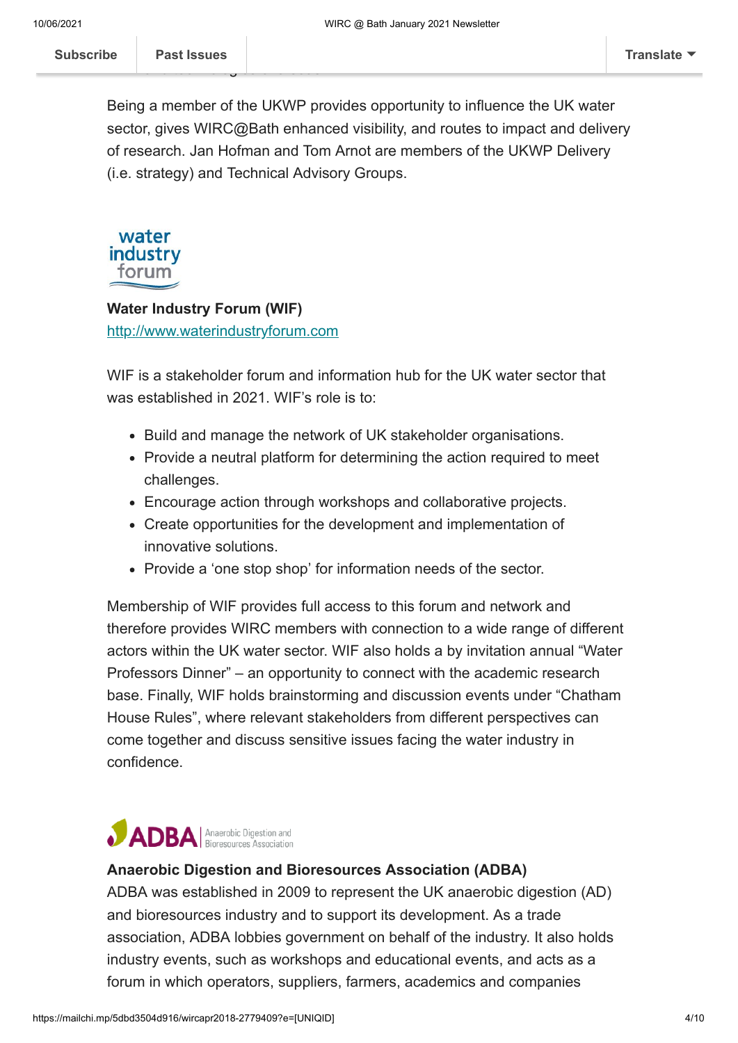Being a member of the UKWP provides opportunity to influence the UK water sector, gives WIRC@Bath enhanced visibility, and routes to impact and delivery of research. Jan Hofman and Tom Arnot are members of the UKWP Delivery (i.e. strategy) and Technical Advisory Groups.

**Water Industry Forum (WIF)**
http://www.waterindustryforum.com

WIF is a stakeholder forum and information hub for the UK water sector that was established in 2021. WIF's role is to:

- Build and manage the network of UK stakeholder organisations.
- Provide a neutral platform for determining the action required to meet challenges.
- Encourage action through workshops and collaborative projects.
- Create opportunities for the development and implementation of innovative solutions.
- Provide a 'one stop shop' for information needs of the sector.

Membership of WIF provides full access to this forum and network and therefore provides WIRC members with connection to a wide range of different actors within the UK water sector. WIF also holds a by invitation annual "Water Professors Dinner" – an opportunity to connect with the academic research base. Finally, WIF holds brainstorming and discussion events under "Chatham House Rules", where relevant stakeholders from different perspectives can come together and discuss sensitive issues facing the water industry in confidence.

**Anaerobic Digestion and Bioresources Association (ADBA)**
ADBA was established in 2009 to represent the UK anaerobic digestion (AD) and bioresources industry and to support its development. As a trade association, ADBA lobbies government on behalf of the industry. It also holds industry events, such as workshops and educational events, and acts as a forum in which operators, suppliers, farmers, academics and companies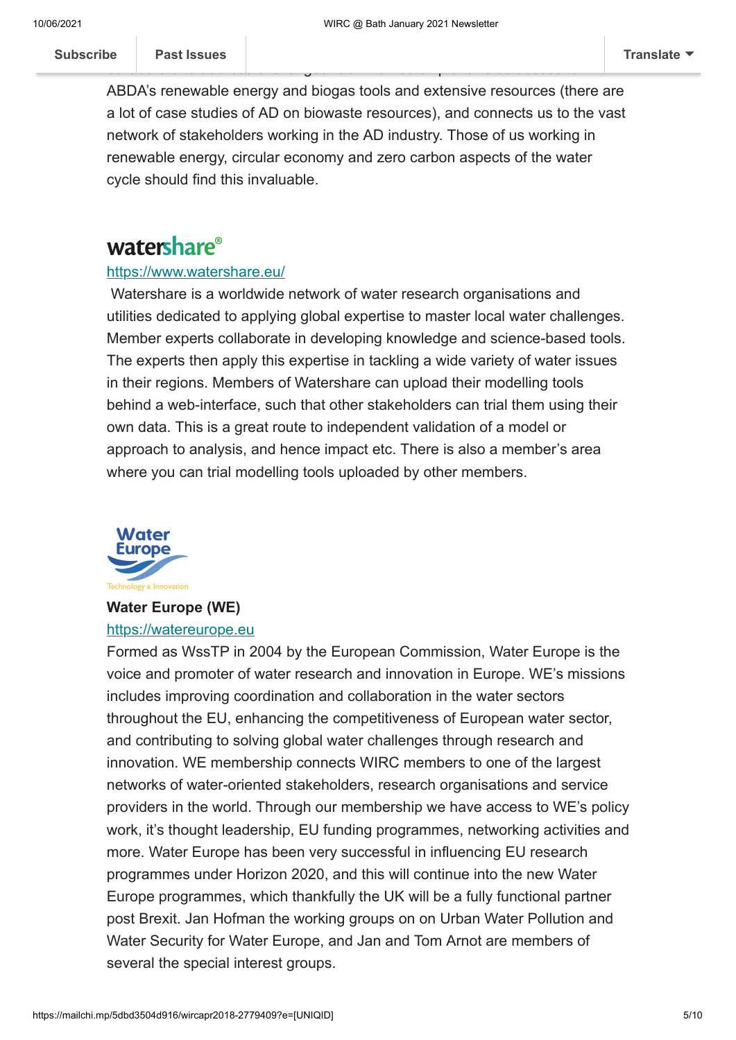ABDA's renewable energy and biogas tools and extensive resources (there are a lot of case studies of AD on biowaste resources), and connects us to the vast network of stakeholders working in the AD industry. Those of us working in renewable energy, circular economy and zero carbon aspects of the water cycle should find this invaluable.

## watershare®

https://www.watershare.eu/

Watershare is a worldwide network of water research organisations and utilities dedicated to applying global expertise to master local water challenges. Member experts collaborate in developing knowledge and science-based tools. The experts then apply this expertise in tackling a wide variety of water issues in their regions. Members of Watershare can upload their modelling tools behind a web-interface, such that other stakeholders can trial them using their own data. This is a great route to independent validation of a model or approach to analysis, and hence impact etc. There is also a member's area where you can trial modelling tools uploaded by other members.

Water Europe

Technology & Innovation

**Water Europe (WE)**

https://watereurope.eu

Formed as WssTP in 2004 by the European Commission, Water Europe is the voice and promoter of water research and innovation in Europe. WE's missions includes improving coordination and collaboration in the water sectors throughout the EU, enhancing the competitiveness of European water sector, and contributing to solving global water challenges through research and innovation. WE membership connects WIRC members to one of the largest networks of water-oriented stakeholders, research organisations and service providers in the world. Through our membership we have access to WE's policy work, it's thought leadership, EU funding programmes, networking activities and more. Water Europe has been very successful in influencing EU research programmes under Horizon 2020, and this will continue into the new Water Europe programmes, which thankfully the UK will be a fully functional partner post Brexit. Jan Hofman the working groups on on Urban Water Pollution and Water Security for Water Europe, and Jan and Tom Arnot are members of several the special interest groups.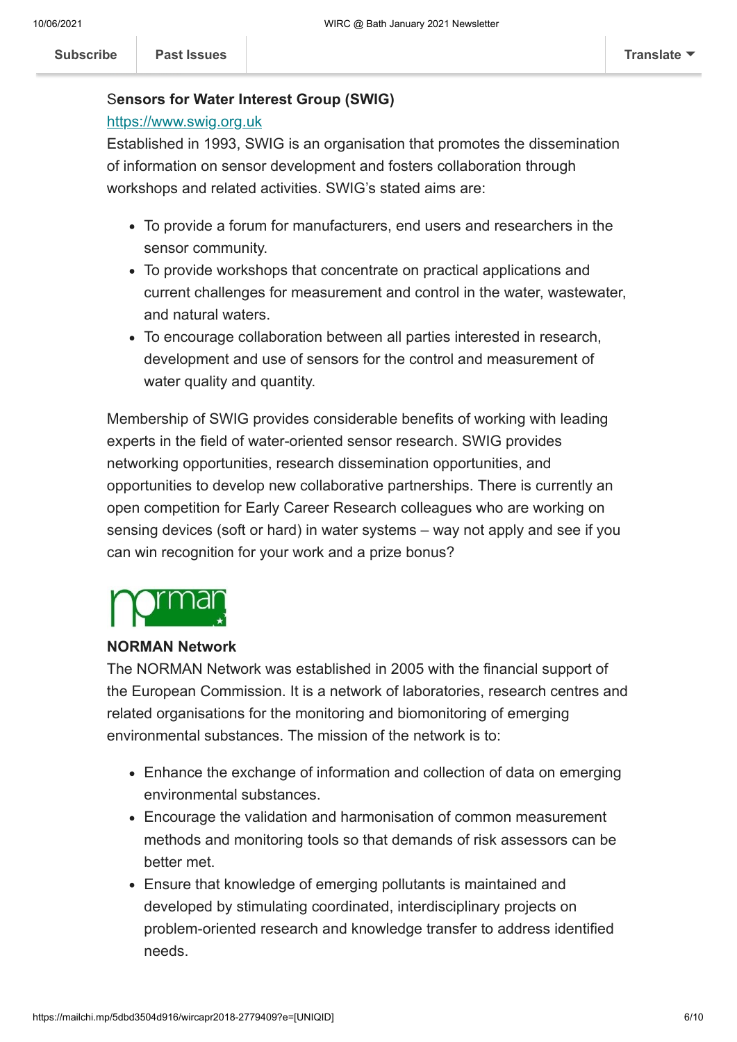**Sensors for Water Interest Group (SWIG)**

https://www.swig.org.uk

Established in 1993, SWIG is an organisation that promotes the dissemination of information on sensor development and fosters collaboration through workshops and related activities. SWIG's stated aims are:

- To provide a forum for manufacturers, end users and researchers in the sensor community.
- To provide workshops that concentrate on practical applications and current challenges for measurement and control in the water, wastewater, and natural waters.
- To encourage collaboration between all parties interested in research, development and use of sensors for the control and measurement of water quality and quantity.

Membership of SWIG provides considerable benefits of working with leading experts in the field of water-oriented sensor research. SWIG provides networking opportunities, research dissemination opportunities, and opportunities to develop new collaborative partnerships. There is currently an open competition for Early Career Research colleagues who are working on sensing devices (soft or hard) in water systems – way not apply and see if you can win recognition for your work and a prize bonus?

**NORMAN Network**

The NORMAN Network was established in 2005 with the financial support of the European Commission. It is a network of laboratories, research centres and related organisations for the monitoring and biomonitoring of emerging environmental substances. The mission of the network is to:

- Enhance the exchange of information and collection of data on emerging environmental substances.
- Encourage the validation and harmonisation of common measurement methods and monitoring tools so that demands of risk assessors can be better met.
- Ensure that knowledge of emerging pollutants is maintained and developed by stimulating coordinated, interdisciplinary projects on problem-oriented research and knowledge transfer to address identified needs.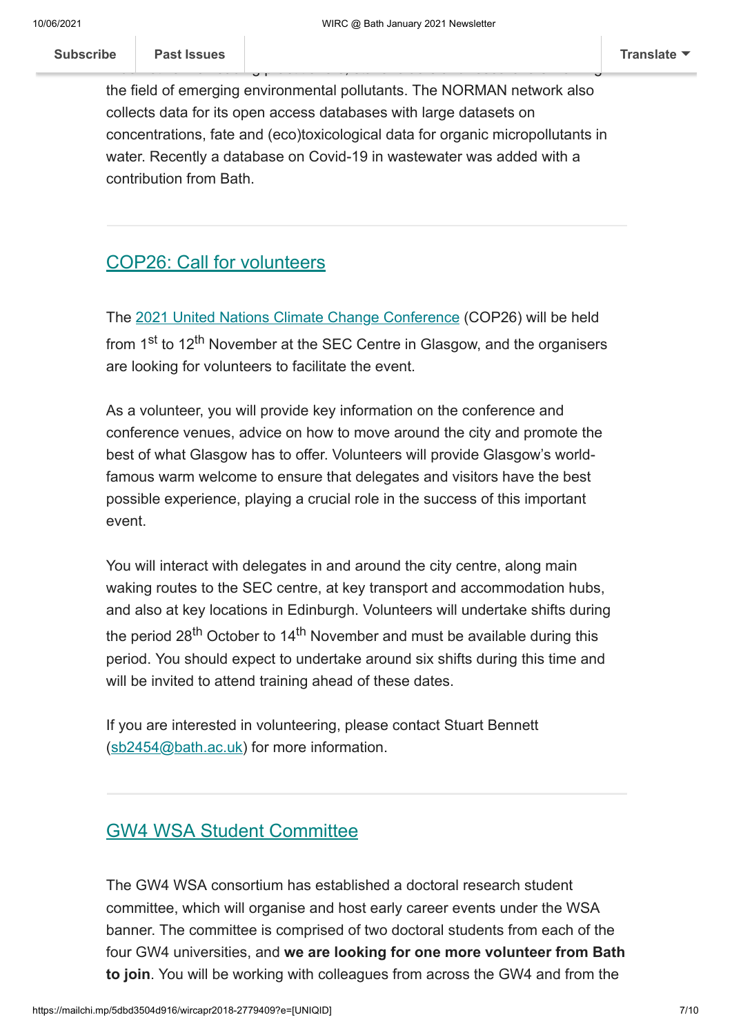the field of emerging environmental pollutants. The NORMAN network also collects data for its open access databases with large datasets on concentrations, fate and (eco)toxicological data for organic micropollutants in water. Recently a database on Covid-19 in wastewater was added with a contribution from Bath.

---

## COP26: Call for volunteers

The 2021 United Nations Climate Change Conference (COP26) will be held from 1st to 12th November at the SEC Centre in Glasgow, and the organisers are looking for volunteers to facilitate the event.

As a volunteer, you will provide key information on the conference and conference venues, advice on how to move around the city and promote the best of what Glasgow has to offer. Volunteers will provide Glasgow's world-famous warm welcome to ensure that delegates and visitors have the best possible experience, playing a crucial role in the success of this important event.

You will interact with delegates in and around the city centre, along main waking routes to the SEC centre, at key transport and accommodation hubs, and also at key locations in Edinburgh. Volunteers will undertake shifts during the period 28th October to 14th November and must be available during this period. You should expect to undertake around six shifts during this time and will be invited to attend training ahead of these dates.

If you are interested in volunteering, please contact Stuart Bennett (sb2454@bath.ac.uk) for more information.

---

## GW4 WSA Student Committee

The GW4 WSA consortium has established a doctoral research student committee, which will organise and host early career events under the WSA banner. The committee is comprised of two doctoral students from each of the four GW4 universities, and **we are looking for one more volunteer from Bath to join**. You will be working with colleagues from across the GW4 and from the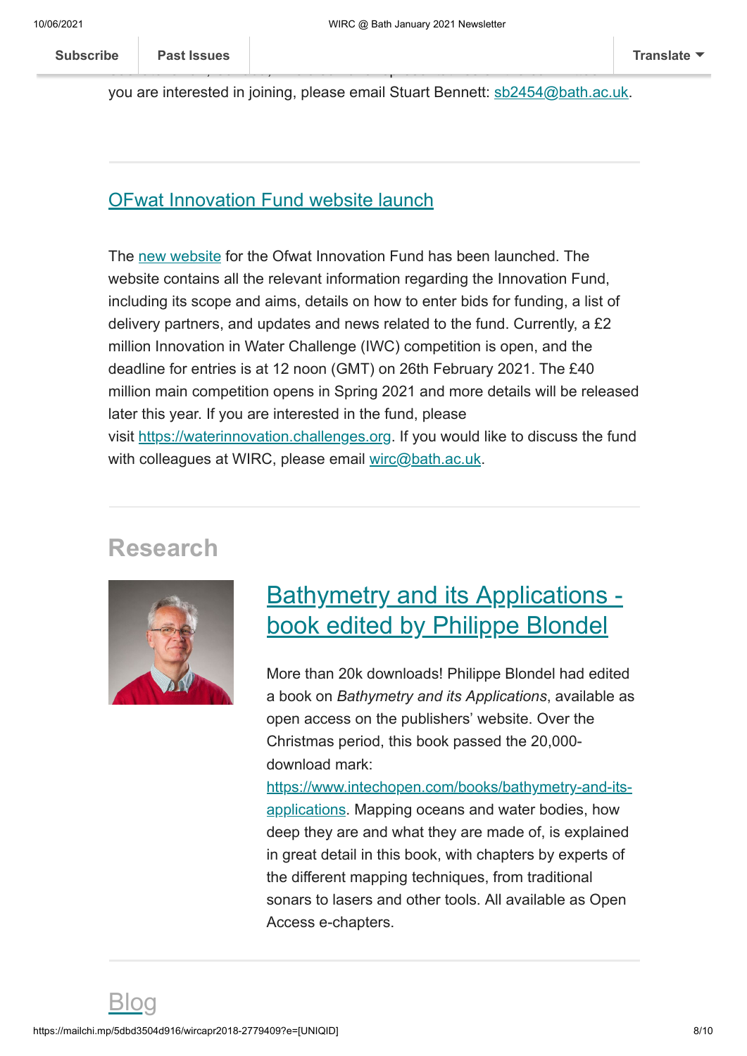you are interested in joining, please email Stuart Bennett: sb2454@bath.ac.uk.

## OFwat Innovation Fund website launch

The new website for the Ofwat Innovation Fund has been launched. The website contains all the relevant information regarding the Innovation Fund, including its scope and aims, details on how to enter bids for funding, a list of delivery partners, and updates and news related to the fund. Currently, a £2 million Innovation in Water Challenge (IWC) competition is open, and the deadline for entries is at 12 noon (GMT) on 26th February 2021. The £40 million main competition opens in Spring 2021 and more details will be released later this year. If you are interested in the fund, please visit https://waterinnovation.challenges.org. If you would like to discuss the fund with colleagues at WIRC, please email wirc@bath.ac.uk.

# Research

## Bathymetry and its Applications - book edited by Philippe Blondel

More than 20k downloads! Philippe Blondel had edited a book on *Bathymetry and its Applications*, available as open access on the publishers' website. Over the Christmas period, this book passed the 20,000-download mark: https://www.intechopen.com/books/bathymetry-and-its-applications. Mapping oceans and water bodies, how deep they are and what they are made of, is explained in great detail in this book, with chapters by experts of the different mapping techniques, from traditional sonars to lasers and other tools. All available as Open Access e-chapters.

# Blog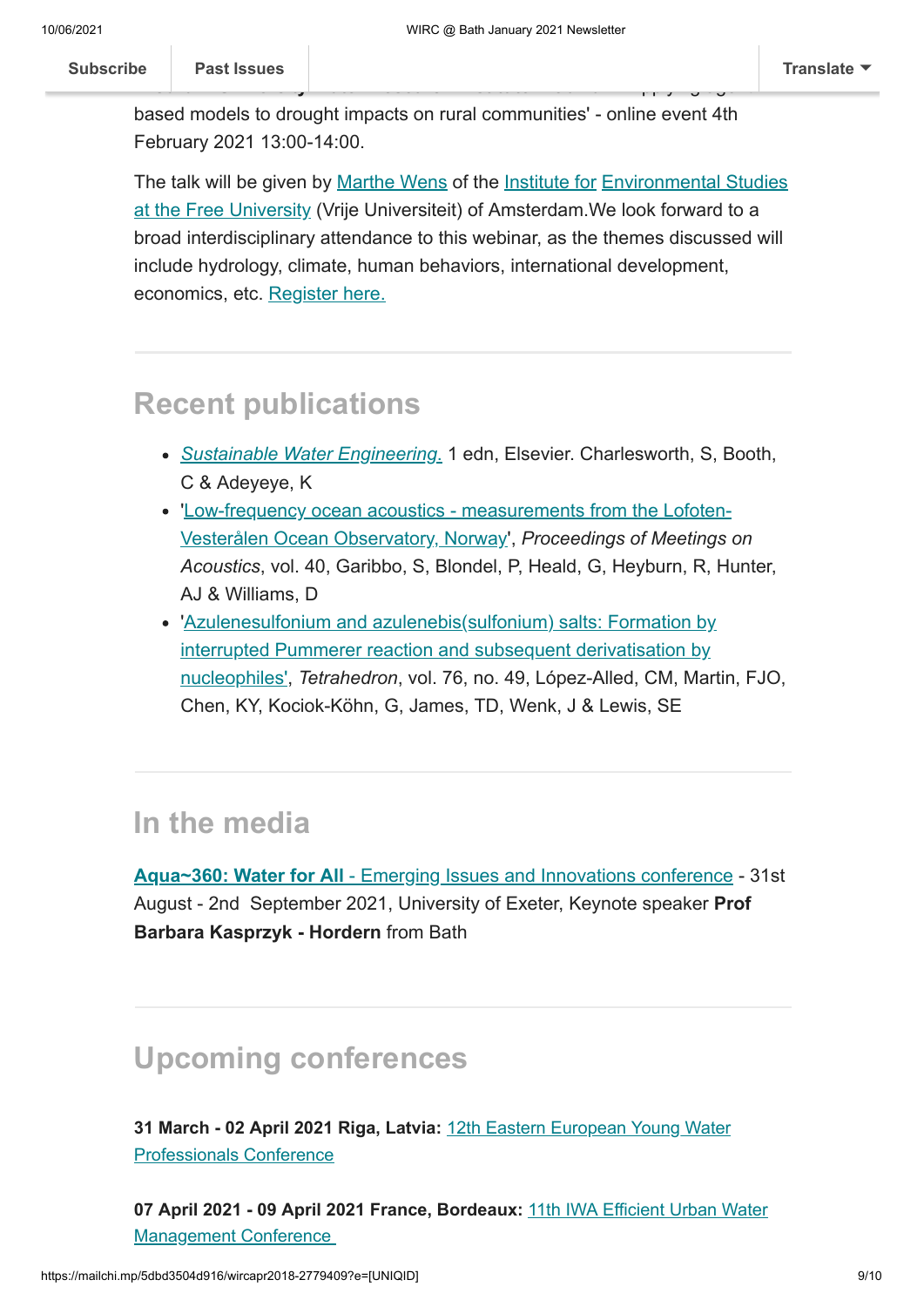based models to drought impacts on rural communities' - online event 4th February 2021 13:00-14:00.

The talk will be given by Marthe Wens of the Institute for Environmental Studies at the Free University (Vrije Universiteit) of Amsterdam.We look forward to a broad interdisciplinary attendance to this webinar, as the themes discussed will include hydrology, climate, human behaviors, international development, economics, etc. Register here.

## Recent publications

- *Sustainable Water Engineering.* 1 edn, Elsevier. Charlesworth, S, Booth, C & Adeyeye, K
- 'Low-frequency ocean acoustics - measurements from the Lofoten-Vesterålen Ocean Observatory, Norway', *Proceedings of Meetings on Acoustics*, vol. 40, Garibbo, S, Blondel, P, Heald, G, Heyburn, R, Hunter, AJ & Williams, D
- 'Azulenesulfonium and azulenebis(sulfonium) salts: Formation by interrupted Pummerer reaction and subsequent derivatisation by nucleophiles', *Tetrahedron*, vol. 76, no. 49, López-Alled, CM, Martin, FJO, Chen, KY, Kociok-Köhn, G, James, TD, Wenk, J & Lewis, SE

## In the media

**Aqua~360: Water for All** - Emerging Issues and Innovations conference - 31st August - 2nd September 2021, University of Exeter, Keynote speaker **Prof Barbara Kasprzyk - Hordern** from Bath

## Upcoming conferences

**31 March - 02 April 2021 Riga, Latvia:** 12th Eastern European Young Water Professionals Conference

**07 April 2021 - 09 April 2021 France, Bordeaux:** 11th IWA Efficient Urban Water Management Conference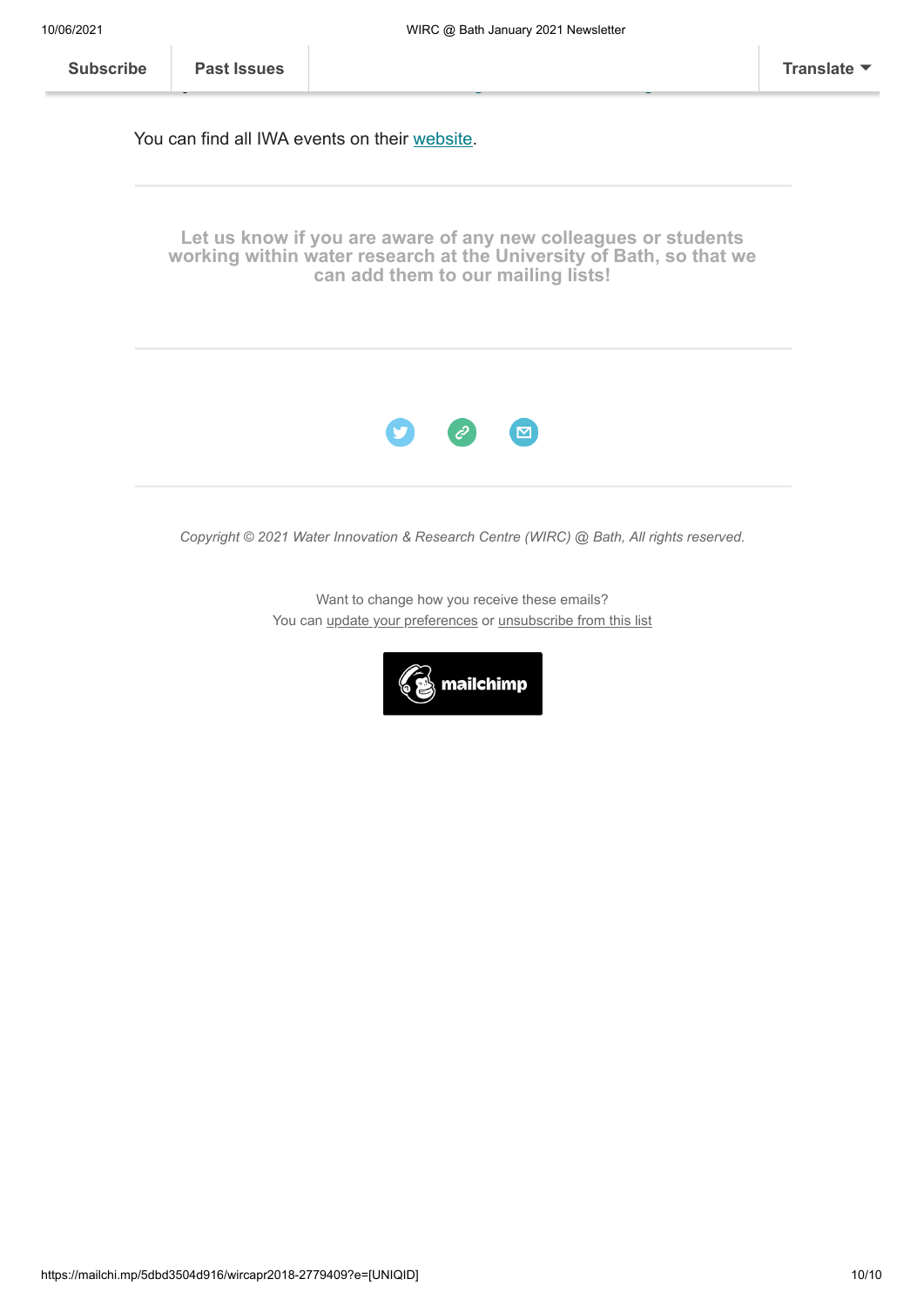You can find all IWA events on their website.

---

**Let us know if you are aware of any new colleagues or students working within water research at the University of Bath, so that we can add them to our mailing lists!**

---

---

*Copyright © 2021 Water Innovation & Research Centre (WIRC) @ Bath, All rights reserved.*

Want to change how you receive these emails?
You can update your preferences or unsubscribe from this list